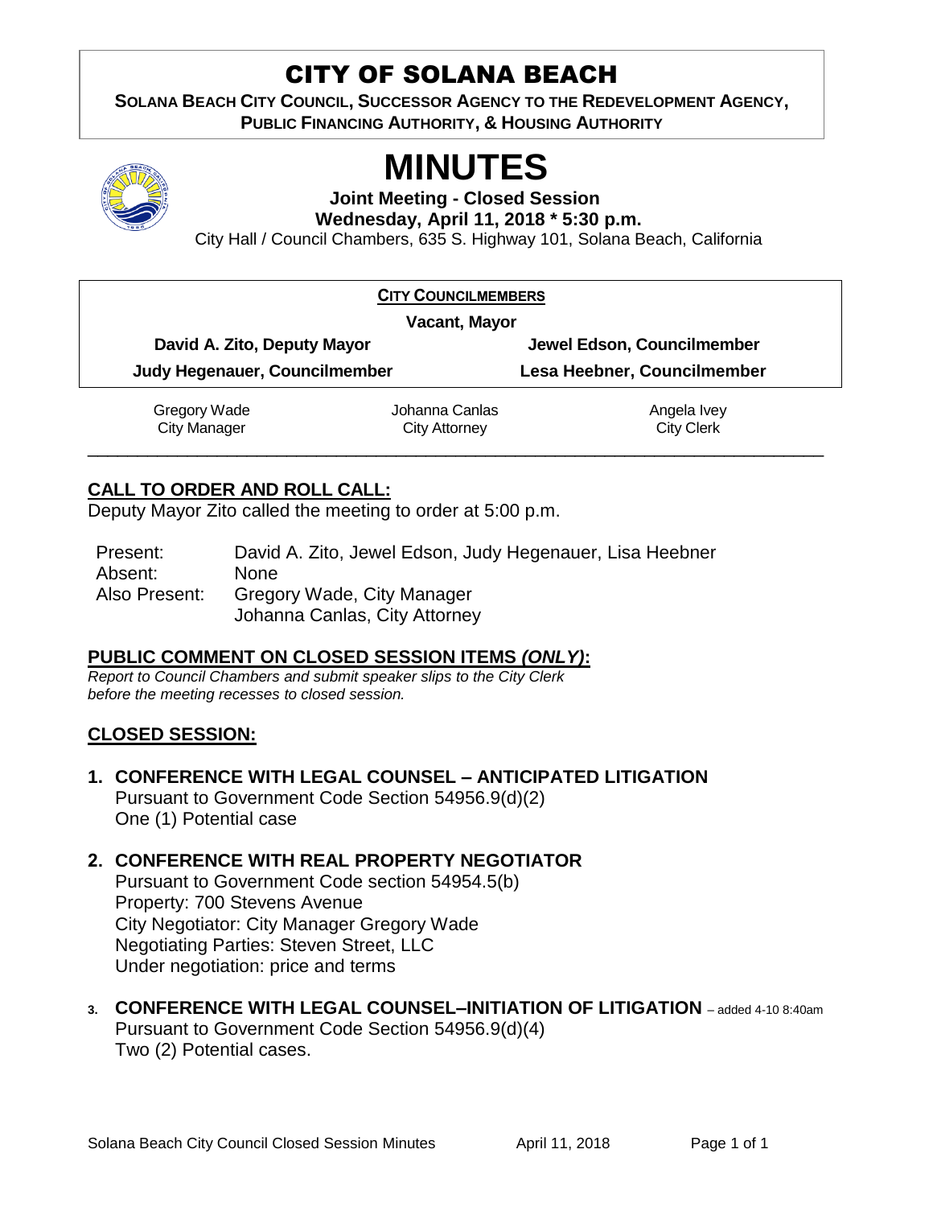# CITY OF SOLANA BEACH

**SOLANA BEACH CITY COUNCIL, SUCCESSOR AGENCY TO THE REDEVELOPMENT AGENCY, PUBLIC FINANCING AUTHORITY, & HOUSING AUTHORITY**

# MINUTES

**Joint Meeting - Closed Session**

**Wednesday, April 11, 2018 * 5:30 p.m.**

City Hall / Council Chambers, 635 S. Highway 101, Solana Beach, California

**CITY COUNCILMEMBERS**

**Vacant, Mayor**

| | |
|---|---|
| **David A. Zito, Deputy Mayor** | **Jewel Edson, Councilmember** |
| **Judy Hegenauer, Councilmember** | **Lesa Heebner, Councilmember** |

| | | |
|---|---|---|
| Gregory Wade<br>City Manager | Johanna Canlas<br>City Attorney | Angela Ivey<br>City Clerk |

## CALL TO ORDER AND ROLL CALL:

Deputy Mayor Zito called the meeting to order at 5:00 p.m.

| | |
|---|---|
| Present: | David A. Zito, Jewel Edson, Judy Hegenauer, Lisa Heebner |
| Absent: | None |
| Also Present: | Gregory Wade, City Manager<br>Johanna Canlas, City Attorney |

## PUBLIC COMMENT ON CLOSED SESSION ITEMS *(ONLY)*:

*Report to Council Chambers and submit speaker slips to the City Clerk before the meeting recesses to closed session.*

## CLOSED SESSION:

**1. CONFERENCE WITH LEGAL COUNSEL – ANTICIPATED LITIGATION**
Pursuant to Government Code Section 54956.9(d)(2)
One (1) Potential case

**2. CONFERENCE WITH REAL PROPERTY NEGOTIATOR**
Pursuant to Government Code section 54954.5(b)
Property: 700 Stevens Avenue
City Negotiator: City Manager Gregory Wade
Negotiating Parties: Steven Street, LLC
Under negotiation: price and terms

**3. CONFERENCE WITH LEGAL COUNSEL–INITIATION OF LITIGATION** – added 4-10 8:40am
Pursuant to Government Code Section 54956.9(d)(4)
Two (2) Potential cases.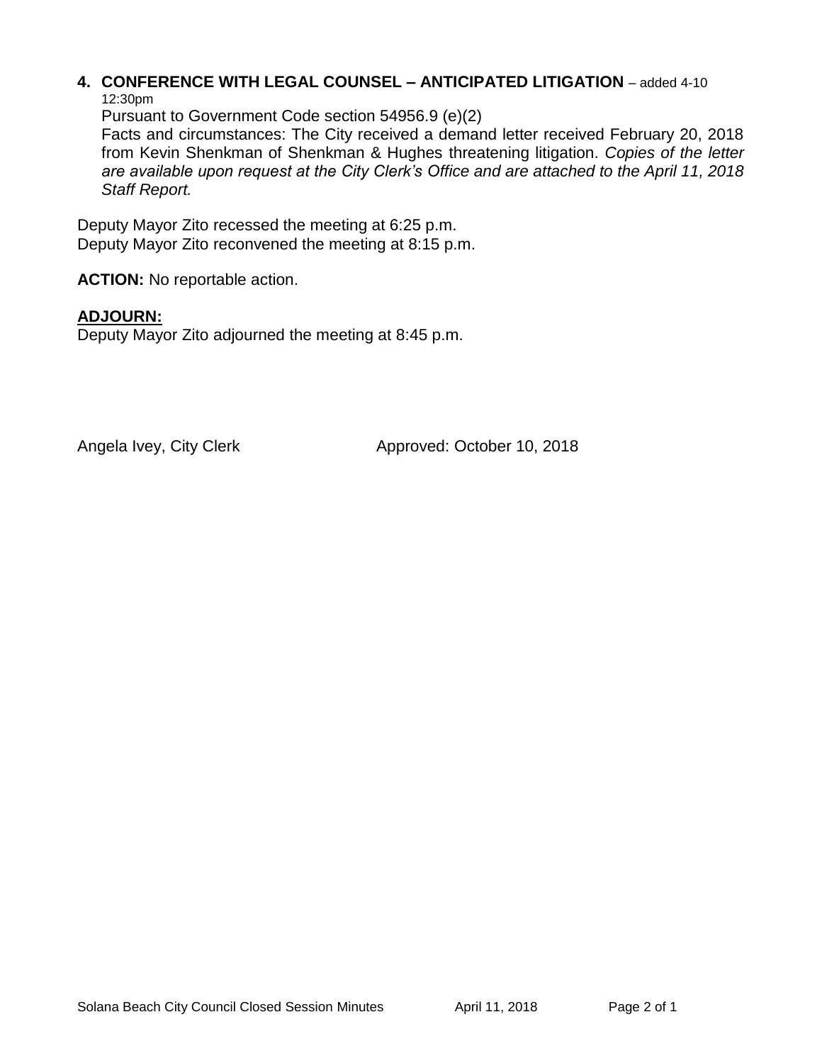**4. CONFERENCE WITH LEGAL COUNSEL – ANTICIPATED LITIGATION** – added 4-10 12:30pm

Pursuant to Government Code section 54956.9 (e)(2)

Facts and circumstances: The City received a demand letter received February 20, 2018 from Kevin Shenkman of Shenkman & Hughes threatening litigation. *Copies of the letter are available upon request at the City Clerk's Office and are attached to the April 11, 2018 Staff Report.*

Deputy Mayor Zito recessed the meeting at 6:25 p.m.
Deputy Mayor Zito reconvened the meeting at 8:15 p.m.

**ACTION:** No reportable action.

**ADJOURN:**

Deputy Mayor Zito adjourned the meeting at 8:45 p.m.

Angela Ivey, City Clerk Approved: October 10, 2018